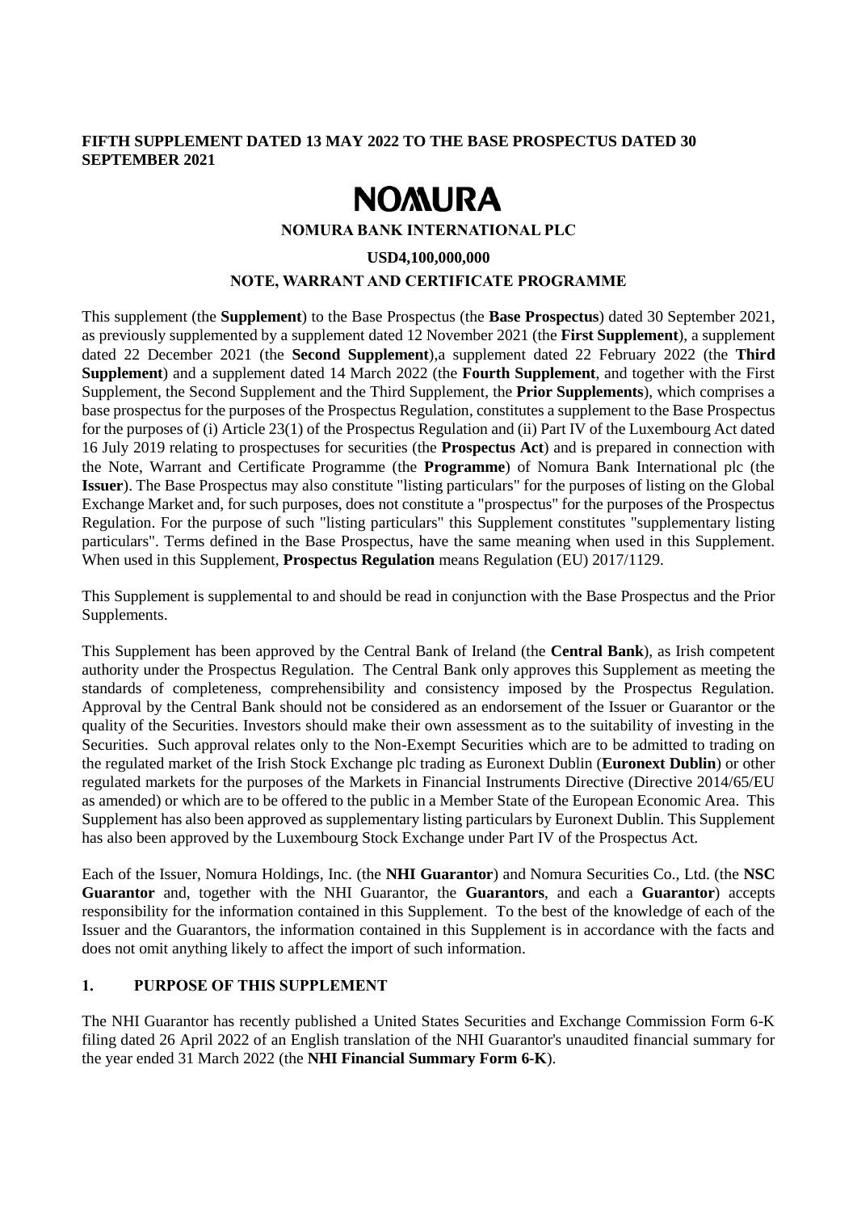**FIFTH SUPPLEMENT DATED 13 MAY 2022 TO THE BASE PROSPECTUS DATED 30 SEPTEMBER 2021**

# NOMURA

**NOMURA BANK INTERNATIONAL PLC**

**USD4,100,000,000**

**NOTE, WARRANT AND CERTIFICATE PROGRAMME**

This supplement (the **Supplement**) to the Base Prospectus (the **Base Prospectus**) dated 30 September 2021, as previously supplemented by a supplement dated 12 November 2021 (the **First Supplement**), a supplement dated 22 December 2021 (the **Second Supplement**),a supplement dated 22 February 2022 (the **Third Supplement**) and a supplement dated 14 March 2022 (the **Fourth Supplement**, and together with the First Supplement, the Second Supplement and the Third Supplement, the **Prior Supplements**), which comprises a base prospectus for the purposes of the Prospectus Regulation, constitutes a supplement to the Base Prospectus for the purposes of (i) Article 23(1) of the Prospectus Regulation and (ii) Part IV of the Luxembourg Act dated 16 July 2019 relating to prospectuses for securities (the **Prospectus Act**) and is prepared in connection with the Note, Warrant and Certificate Programme (the **Programme**) of Nomura Bank International plc (the **Issuer**). The Base Prospectus may also constitute "listing particulars" for the purposes of listing on the Global Exchange Market and, for such purposes, does not constitute a "prospectus" for the purposes of the Prospectus Regulation. For the purpose of such "listing particulars" this Supplement constitutes "supplementary listing particulars". Terms defined in the Base Prospectus, have the same meaning when used in this Supplement. When used in this Supplement, **Prospectus Regulation** means Regulation (EU) 2017/1129.

This Supplement is supplemental to and should be read in conjunction with the Base Prospectus and the Prior Supplements.

This Supplement has been approved by the Central Bank of Ireland (the **Central Bank**), as Irish competent authority under the Prospectus Regulation. The Central Bank only approves this Supplement as meeting the standards of completeness, comprehensibility and consistency imposed by the Prospectus Regulation. Approval by the Central Bank should not be considered as an endorsement of the Issuer or Guarantor or the quality of the Securities. Investors should make their own assessment as to the suitability of investing in the Securities. Such approval relates only to the Non-Exempt Securities which are to be admitted to trading on the regulated market of the Irish Stock Exchange plc trading as Euronext Dublin (**Euronext Dublin**) or other regulated markets for the purposes of the Markets in Financial Instruments Directive (Directive 2014/65/EU as amended) or which are to be offered to the public in a Member State of the European Economic Area. This Supplement has also been approved as supplementary listing particulars by Euronext Dublin. This Supplement has also been approved by the Luxembourg Stock Exchange under Part IV of the Prospectus Act.

Each of the Issuer, Nomura Holdings, Inc. (the **NHI Guarantor**) and Nomura Securities Co., Ltd. (the **NSC Guarantor** and, together with the NHI Guarantor, the **Guarantors**, and each a **Guarantor**) accepts responsibility for the information contained in this Supplement. To the best of the knowledge of each of the Issuer and the Guarantors, the information contained in this Supplement is in accordance with the facts and does not omit anything likely to affect the import of such information.

## 1. PURPOSE OF THIS SUPPLEMENT

The NHI Guarantor has recently published a United States Securities and Exchange Commission Form 6-K filing dated 26 April 2022 of an English translation of the NHI Guarantor's unaudited financial summary for the year ended 31 March 2022 (the **NHI Financial Summary Form 6-K**).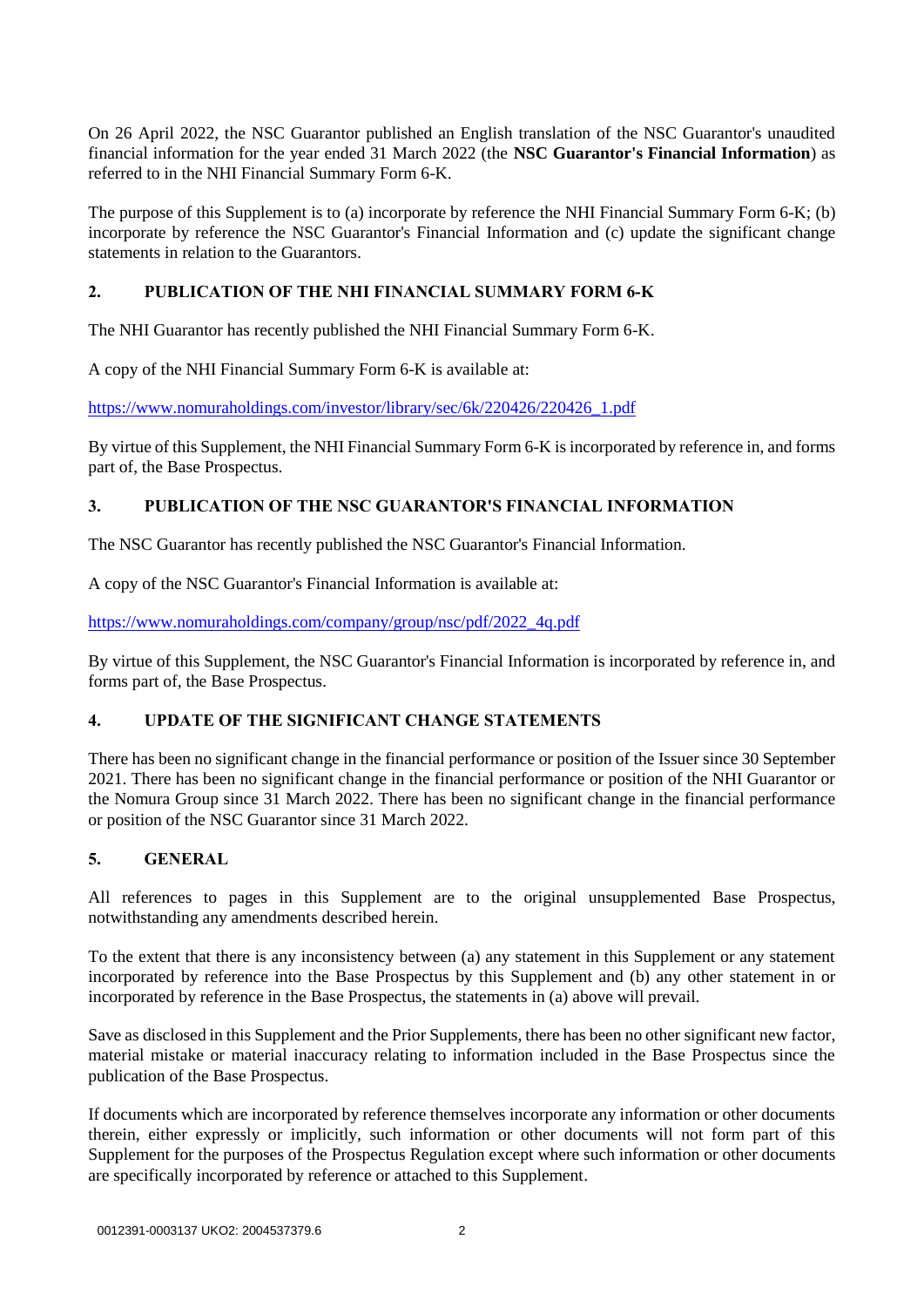On 26 April 2022, the NSC Guarantor published an English translation of the NSC Guarantor's unaudited financial information for the year ended 31 March 2022 (the **NSC Guarantor's Financial Information**) as referred to in the NHI Financial Summary Form 6-K.

The purpose of this Supplement is to (a) incorporate by reference the NHI Financial Summary Form 6-K; (b) incorporate by reference the NSC Guarantor's Financial Information and (c) update the significant change statements in relation to the Guarantors.

## 2. PUBLICATION OF THE NHI FINANCIAL SUMMARY FORM 6-K

The NHI Guarantor has recently published the NHI Financial Summary Form 6-K.

A copy of the NHI Financial Summary Form 6-K is available at:

https://www.nomuraholdings.com/investor/library/sec/6k/220426/220426_1.pdf

By virtue of this Supplement, the NHI Financial Summary Form 6-K is incorporated by reference in, and forms part of, the Base Prospectus.

## 3. PUBLICATION OF THE NSC GUARANTOR'S FINANCIAL INFORMATION

The NSC Guarantor has recently published the NSC Guarantor's Financial Information.

A copy of the NSC Guarantor's Financial Information is available at:

https://www.nomuraholdings.com/company/group/nsc/pdf/2022_4q.pdf

By virtue of this Supplement, the NSC Guarantor's Financial Information is incorporated by reference in, and forms part of, the Base Prospectus.

## 4. UPDATE OF THE SIGNIFICANT CHANGE STATEMENTS

There has been no significant change in the financial performance or position of the Issuer since 30 September 2021. There has been no significant change in the financial performance or position of the NHI Guarantor or the Nomura Group since 31 March 2022. There has been no significant change in the financial performance or position of the NSC Guarantor since 31 March 2022.

## 5. GENERAL

All references to pages in this Supplement are to the original unsupplemented Base Prospectus, notwithstanding any amendments described herein.

To the extent that there is any inconsistency between (a) any statement in this Supplement or any statement incorporated by reference into the Base Prospectus by this Supplement and (b) any other statement in or incorporated by reference in the Base Prospectus, the statements in (a) above will prevail.

Save as disclosed in this Supplement and the Prior Supplements, there has been no other significant new factor, material mistake or material inaccuracy relating to information included in the Base Prospectus since the publication of the Base Prospectus.

If documents which are incorporated by reference themselves incorporate any information or other documents therein, either expressly or implicitly, such information or other documents will not form part of this Supplement for the purposes of the Prospectus Regulation except where such information or other documents are specifically incorporated by reference or attached to this Supplement.